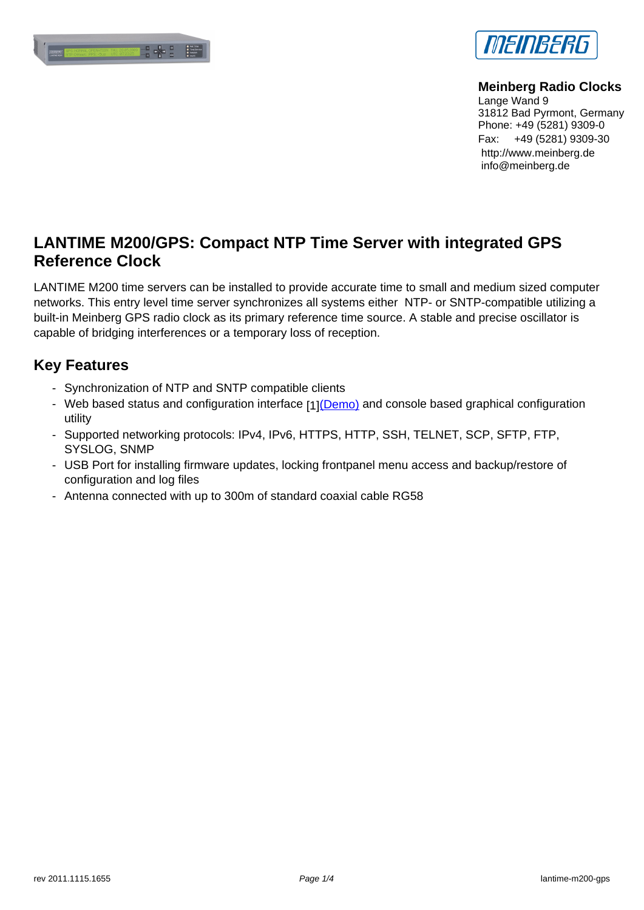**Meinberg Radio Clocks**
Lange Wand 9
31812 Bad Pyrmont, Germany
Phone: +49 (5281) 9309-0
Fax: +49 (5281) 9309-30
http://www.meinberg.de
info@meinberg.de

## LANTIME M200/GPS: Compact NTP Time Server with integrated GPS Reference Clock

LANTIME M200 time servers can be installed to provide accurate time to small and medium sized computer networks. This entry level time server synchronizes all systems either NTP- or SNTP-compatible utilizing a built-in Meinberg GPS radio clock as its primary reference time source. A stable and precise oscillator is capable of bridging interferences or a temporary loss of reception.

### Key Features

- Synchronization of NTP and SNTP compatible clients
- Web based status and configuration interface [1](Demo) and console based graphical configuration utility
- Supported networking protocols: IPv4, IPv6, HTTPS, HTTP, SSH, TELNET, SCP, SFTP, FTP, SYSLOG, SNMP
- USB Port for installing firmware updates, locking frontpanel menu access and backup/restore of configuration and log files
- Antenna connected with up to 300m of standard coaxial cable RG58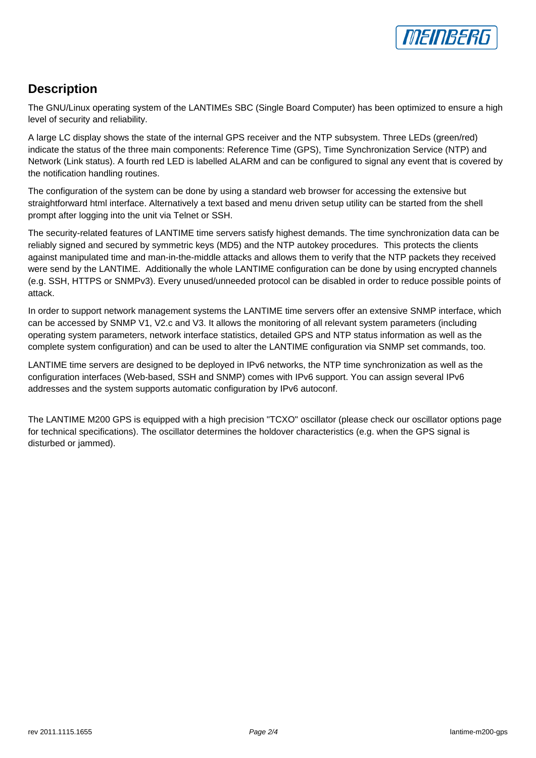## Description

The GNU/Linux operating system of the LANTIMEs SBC (Single Board Computer) has been optimized to ensure a high level of security and reliability.

A large LC display shows the state of the internal GPS receiver and the NTP subsystem. Three LEDs (green/red) indicate the status of the three main components: Reference Time (GPS), Time Synchronization Service (NTP) and Network (Link status). A fourth red LED is labelled ALARM and can be configured to signal any event that is covered by the notification handling routines.

The configuration of the system can be done by using a standard web browser for accessing the extensive but straightforward html interface. Alternatively a text based and menu driven setup utility can be started from the shell prompt after logging into the unit via Telnet or SSH.

The security-related features of LANTIME time servers satisfy highest demands. The time synchronization data can be reliably signed and secured by symmetric keys (MD5) and the NTP autokey procedures. This protects the clients against manipulated time and man-in-the-middle attacks and allows them to verify that the NTP packets they received were send by the LANTIME. Additionally the whole LANTIME configuration can be done by using encrypted channels (e.g. SSH, HTTPS or SNMPv3). Every unused/unneeded protocol can be disabled in order to reduce possible points of attack.

In order to support network management systems the LANTIME time servers offer an extensive SNMP interface, which can be accessed by SNMP V1, V2.c and V3. It allows the monitoring of all relevant system parameters (including operating system parameters, network interface statistics, detailed GPS and NTP status information as well as the complete system configuration) and can be used to alter the LANTIME configuration via SNMP set commands, too.

LANTIME time servers are designed to be deployed in IPv6 networks, the NTP time synchronization as well as the configuration interfaces (Web-based, SSH and SNMP) comes with IPv6 support. You can assign several IPv6 addresses and the system supports automatic configuration by IPv6 autoconf.

The LANTIME M200 GPS is equipped with a high precision "TCXO" oscillator (please check our oscillator options page for technical specifications). The oscillator determines the holdover characteristics (e.g. when the GPS signal is disturbed or jammed).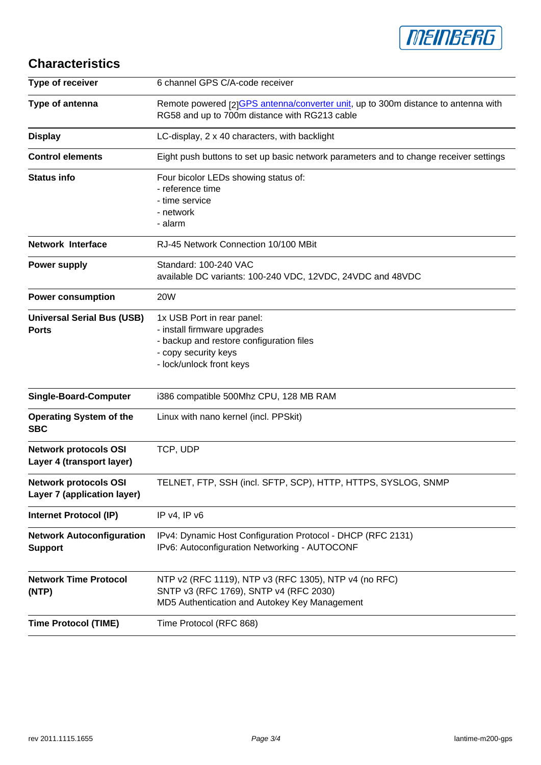## Characteristics

| | |
|---|---|
| **Type of receiver** | 6 channel GPS C/A-code receiver |
| **Type of antenna** | Remote powered [2]GPS antenna/converter unit, up to 300m distance to antenna with RG58 and up to 700m distance with RG213 cable |
| **Display** | LC-display, 2 x 40 characters, with backlight |
| **Control elements** | Eight push buttons to set up basic network parameters and to change receiver settings |
| **Status info** | Four bicolor LEDs showing status of:<br>- reference time<br>- time service<br>- network<br>- alarm |
| **Network Interface** | RJ-45 Network Connection 10/100 MBit |
| **Power supply** | Standard: 100-240 VAC<br>available DC variants: 100-240 VDC, 12VDC, 24VDC and 48VDC |
| **Power consumption** | 20W |
| **Universal Serial Bus (USB) Ports** | 1x USB Port in rear panel:<br>- install firmware upgrades<br>- backup and restore configuration files<br>- copy security keys<br>- lock/unlock front keys |
| **Single-Board-Computer** | i386 compatible 500Mhz CPU, 128 MB RAM |
| **Operating System of the SBC** | Linux with nano kernel (incl. PPSkit) |
| **Network protocols OSI Layer 4 (transport layer)** | TCP, UDP |
| **Network protocols OSI Layer 7 (application layer)** | TELNET, FTP, SSH (incl. SFTP, SCP), HTTP, HTTPS, SYSLOG, SNMP |
| **Internet Protocol (IP)** | IP v4, IP v6 |
| **Network Autoconfiguration Support** | IPv4: Dynamic Host Configuration Protocol - DHCP (RFC 2131)<br>IPv6: Autoconfiguration Networking - AUTOCONF |
| **Network Time Protocol (NTP)** | NTP v2 (RFC 1119), NTP v3 (RFC 1305), NTP v4 (no RFC)<br>SNTP v3 (RFC 1769), SNTP v4 (RFC 2030)<br>MD5 Authentication and Autokey Key Management |
| **Time Protocol (TIME)** | Time Protocol (RFC 868) |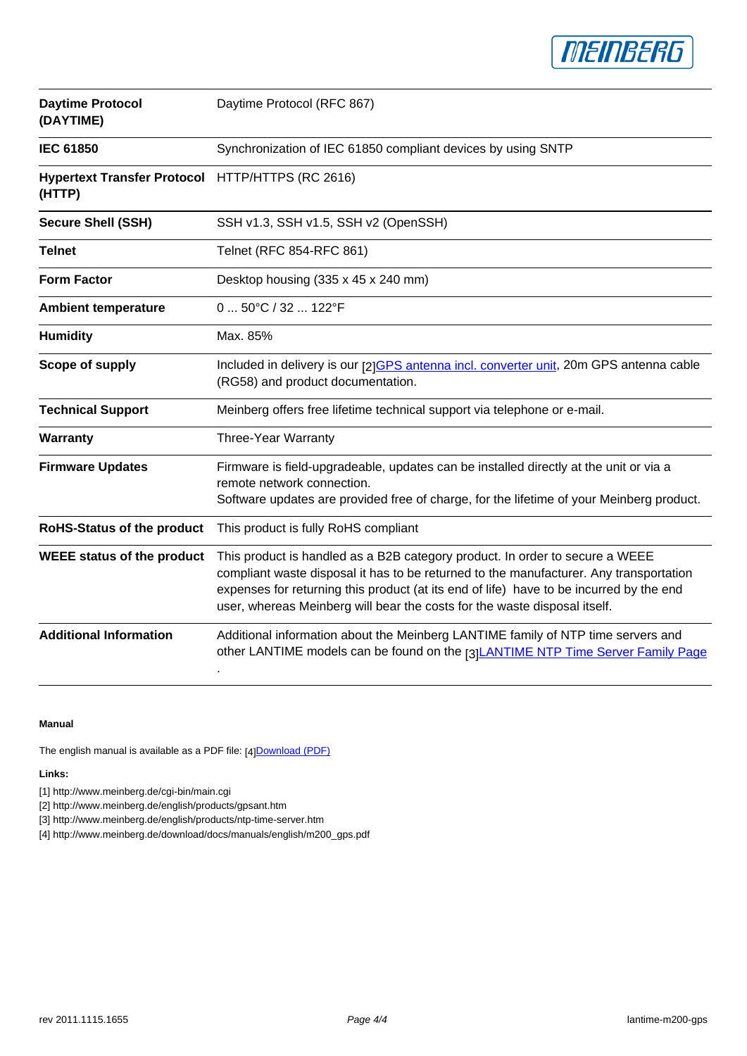| | |
|---|---|
| **Daytime Protocol (DAYTIME)** | Daytime Protocol (RFC 867) |
| **IEC 61850** | Synchronization of IEC 61850 compliant devices by using SNTP |
| **Hypertext Transfer Protocol (HTTP)** | HTTP/HTTPS (RC 2616) |
| **Secure Shell (SSH)** | SSH v1.3, SSH v1.5, SSH v2 (OpenSSH) |
| **Telnet** | Telnet (RFC 854-RFC 861) |
| **Form Factor** | Desktop housing (335 x 45 x 240 mm) |
| **Ambient temperature** | 0 ... 50°C / 32 ... 122°F |
| **Humidity** | Max. 85% |
| **Scope of supply** | Included in delivery is our [2]GPS antenna incl. converter unit, 20m GPS antenna cable (RG58) and product documentation. |
| **Technical Support** | Meinberg offers free lifetime technical support via telephone or e-mail. |
| **Warranty** | Three-Year Warranty |
| **Firmware Updates** | Firmware is field-upgradeable, updates can be installed directly at the unit or via a remote network connection. Software updates are provided free of charge, for the lifetime of your Meinberg product. |
| **RoHS-Status of the product** | This product is fully RoHS compliant |
| **WEEE status of the product** | This product is handled as a B2B category product. In order to secure a WEEE compliant waste disposal it has to be returned to the manufacturer. Any transportation expenses for returning this product (at its end of life) have to be incurred by the end user, whereas Meinberg will bear the costs for the waste disposal itself. |
| **Additional Information** | Additional information about the Meinberg LANTIME family of NTP time servers and other LANTIME models can be found on the [3]LANTIME NTP Time Server Family Page . |

#### Manual

The english manual is available as a PDF file: [4]Download (PDF)

**Links:**

[1] http://www.meinberg.de/cgi-bin/main.cgi
[2] http://www.meinberg.de/english/products/gpsant.htm
[3] http://www.meinberg.de/english/products/ntp-time-server.htm
[4] http://www.meinberg.de/download/docs/manuals/english/m200_gps.pdf